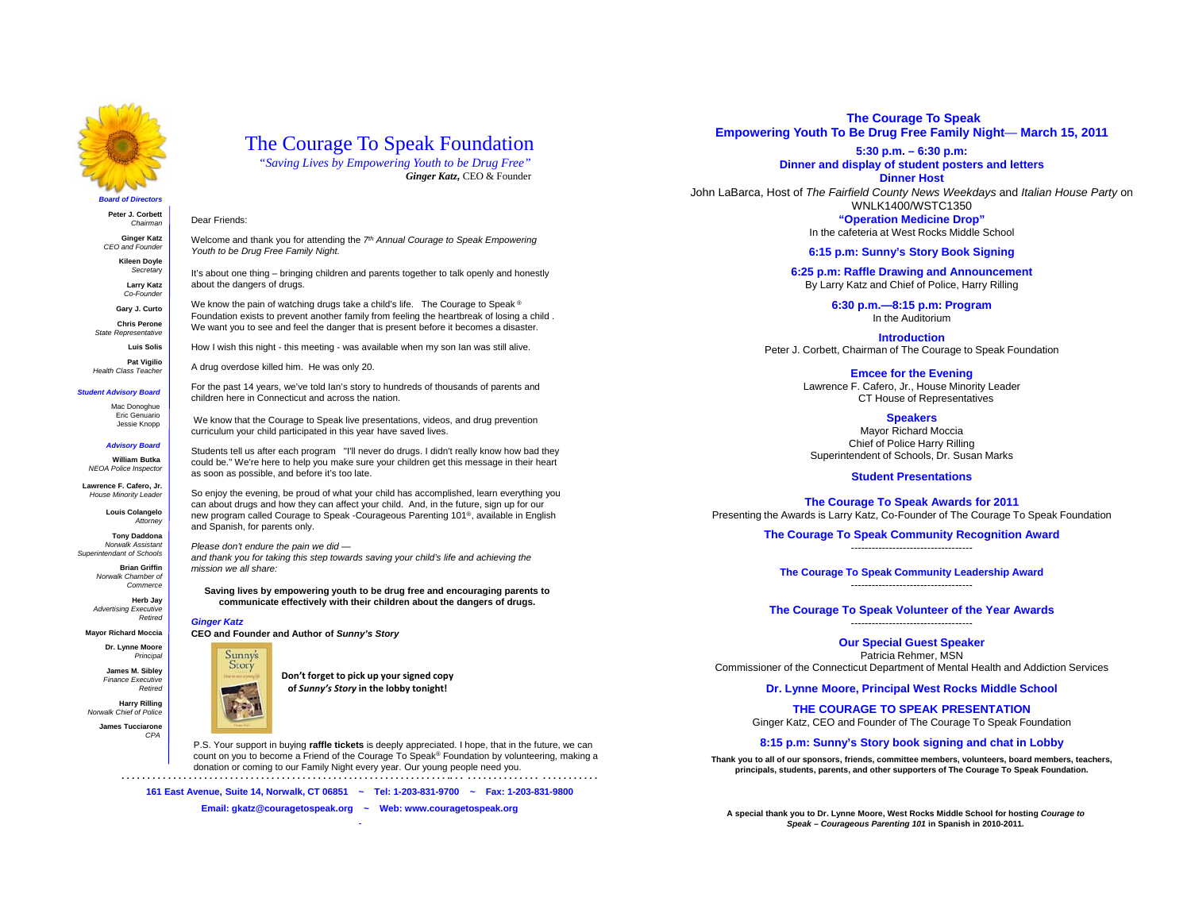# The Courage To Speak Foundation

*"Saving Lives by Empowering Youth to be Drug Free"*
***Ginger Katz,*** CEO & Founder

***Board of Directors***

**Peter J. Corbett**
*Chairman*

**Ginger Katz**
*CEO and Founder*

**Kileen Doyle**
*Secretary*

**Larry Katz**
*Co-Founder*

**Gary J. Curto**

**Chris Perone**
*State Representative*

**Luis Solis**

**Pat Vigilio**
*Health Class Teacher*

***Student Advisory Board***

Mac Donoghue
Eric Genuario
Jessie Knopp

***Advisory Board***

**William Butka**
*NEOA Police Inspector*

**Lawrence F. Cafero, Jr.**
*House Minority Leader*

**Louis Colangelo**
*Attorney*

**Tony Daddona**
*Norwalk Assistant Superintendant of Schools*

**Brian Griffin**
*Norwalk Chamber of Commerce*

**Herb Jay**
*Advertising Executive Retired*

**Mayor Richard Moccia**

**Dr. Lynne Moore**
*Principal*

**James M. Sibley**
*Finance Executive Retired*

**Harry Rilling**
*Norwalk Chief of Police*

**James Tucciarone**
*CPA*

Dear Friends:

Welcome and thank you for attending the *7th Annual Courage to Speak Empowering Youth to be Drug Free Family Night.*

It's about one thing – bringing children and parents together to talk openly and honestly about the dangers of drugs.

We know the pain of watching drugs take a child's life. The Courage to Speak ® Foundation exists to prevent another family from feeling the heartbreak of losing a child . We want you to see and feel the danger that is present before it becomes a disaster.

How I wish this night - this meeting - was available when my son Ian was still alive.

A drug overdose killed him. He was only 20.

For the past 14 years, we've told Ian's story to hundreds of thousands of parents and children here in Connecticut and across the nation.

We know that the Courage to Speak live presentations, videos, and drug prevention curriculum your child participated in this year have saved lives.

Students tell us after each program "I'll never do drugs. I didn't really know how bad they could be." We're here to help you make sure your children get this message in their heart as soon as possible, and before it's too late.

So enjoy the evening, be proud of what your child has accomplished, learn everything you can about drugs and how they can affect your child. And, in the future, sign up for our new program called Courage to Speak -Courageous Parenting 101®, available in English and Spanish, for parents only.

*Please don't endure the pain we did —*
*and thank you for taking this step towards saving your child's life and achieving the mission we all share:*

**Saving lives by empowering youth to be drug free and encouraging parents to communicate effectively with their children about the dangers of drugs.**

***Ginger Katz***
**CEO and Founder and Author of *Sunny's Story***

**Don't forget to pick up your signed copy of *Sunny's Story* in the lobby tonight!**

P.S. Your support in buying **raffle tickets** is deeply appreciated. I hope, that in the future, we can count on you to become a Friend of the Courage To Speak® Foundation by volunteering, making a donation or coming to our Family Night every year. Our young people need you.

**161 East Avenue, Suite 14, Norwalk, CT 06851 ~ Tel: 1-203-831-9700 ~ Fax: 1-203-831-9800**

**Email: gkatz@couragetospeak.org ~ Web: www.couragetospeak.org**

## The Courage To Speak Empowering Youth To Be Drug Free Family Night— March 15, 2011

**5:30 p.m. – 6:30 p.m:**
**Dinner and display of student posters and letters**

**Dinner Host**
John LaBarca, Host of *The Fairfield County News Weekdays* and *Italian House Party* on WNLK1400/WSTC1350

**"Operation Medicine Drop"**
In the cafeteria at West Rocks Middle School

**6:15 p.m: Sunny's Story Book Signing**

**6:25 p.m: Raffle Drawing and Announcement**
By Larry Katz and Chief of Police, Harry Rilling

**6:30 p.m.—8:15 p.m: Program**
In the Auditorium

**Introduction**
Peter J. Corbett, Chairman of The Courage to Speak Foundation

**Emcee for the Evening**
Lawrence F. Cafero, Jr., House Minority Leader
CT House of Representatives

**Speakers**
Mayor Richard Moccia
Chief of Police Harry Rilling
Superintendent of Schools, Dr. Susan Marks

**Student Presentations**

**The Courage To Speak Awards for 2011**
Presenting the Awards is Larry Katz, Co-Founder of The Courage To Speak Foundation

**The Courage To Speak Community Recognition Award**
----------------------------------

**The Courage To Speak Community Leadership Award**
----------------------------------

**The Courage To Speak Volunteer of the Year Awards**
----------------------------------

**Our Special Guest Speaker**
Patricia Rehmer, MSN
Commissioner of the Connecticut Department of Mental Health and Addiction Services

**Dr. Lynne Moore, Principal West Rocks Middle School**

**THE COURAGE TO SPEAK PRESENTATION**
Ginger Katz, CEO and Founder of The Courage To Speak Foundation

**8:15 p.m: Sunny's Story book signing and chat in Lobby**

**Thank you to all of our sponsors, friends, committee members, volunteers, board members, teachers, principals, students, parents, and other supporters of The Courage To Speak Foundation.**

**A special thank you to Dr. Lynne Moore, West Rocks Middle School for hosting *Courage to Speak – Courageous Parenting 101* in Spanish in 2010-2011.**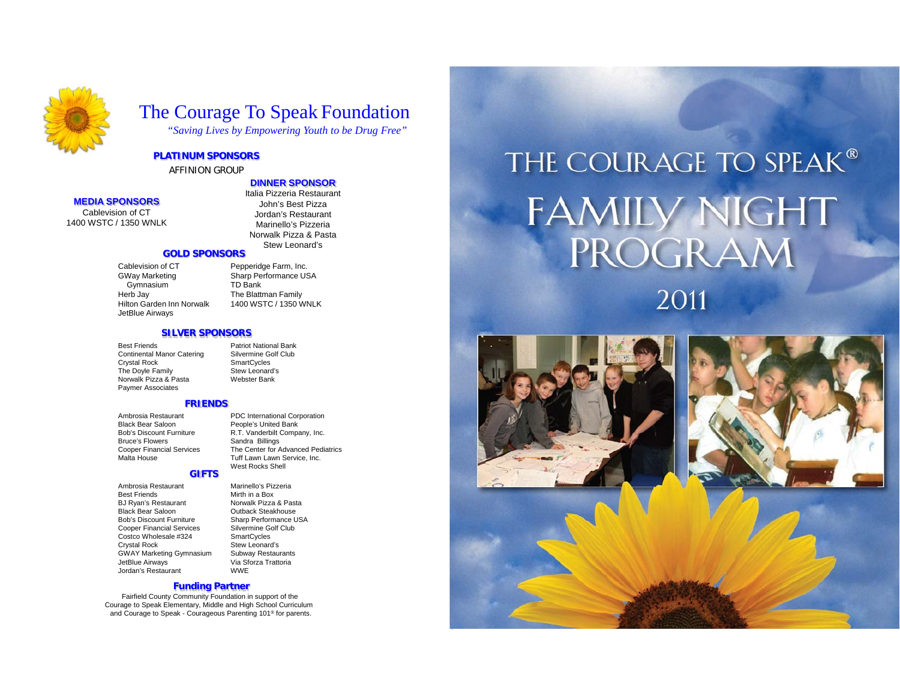# The Courage To Speak Foundation

*"Saving Lives by Empowering Youth to be Drug Free"*

## PLATINUM SPONSORS

AFFINION GROUP

## DINNER SPONSOR

Italia Pizzeria Restaurant
John's Best Pizza
Jordan's Restaurant
Marinello's Pizzeria
Norwalk Pizza & Pasta
Stew Leonard's

## MEDIA SPONSORS

Cablevision of CT
1400 WSTC / 1350 WNLK

## GOLD SPONSORS

Cablevision of CT
GWay Marketing Gymnasium
Herb Jay
Hilton Garden Inn Norwalk
JetBlue Airways
Pepperidge Farm, Inc.
Sharp Performance USA
TD Bank
The Blattman Family
1400 WSTC / 1350 WNLK

## SILVER SPONSORS

Best Friends
Continental Manor Catering
Crystal Rock
The Doyle Family
Norwalk Pizza & Pasta
Paymer Associates
Patriot National Bank
Silvermine Golf Club
SmartCycles
Stew Leonard's
Webster Bank

## FRIENDS

Ambrosia Restaurant
Black Bear Saloon
Bob's Discount Furniture
Bruce's Flowers
Cooper Financial Services
Malta House
PDC International Corporation
People's United Bank
R.T. Vanderbilt Company, Inc.
Sandra Billings
The Center for Advanced Pediatrics
Tuff Lawn Lawn Service, Inc.
West Rocks Shell

## GIFTS

Ambrosia Restaurant
Best Friends
BJ Ryan's Restaurant
Black Bear Saloon
Bob's Discount Furniture
Cooper Financial Services
Costco Wholesale #324
Crystal Rock
GWAY Marketing Gymnasium
JetBlue Airways
Jordan's Restaurant
Marinello's Pizzeria
Mirth in a Box
Norwalk Pizza & Pasta
Outback Steakhouse
Sharp Performance USA
Silvermine Golf Club
SmartCycles
Stew Leonard's
Subway Restaurants
Via Sforza Trattoria
WWE

## Funding Partner

Fairfield County Community Foundation in support of the Courage to Speak Elementary, Middle and High School Curriculum and Courage to Speak - Courageous Parenting 101® for parents.

# THE COURAGE TO SPEAK®

# FAMILY NIGHT PROGRAM

# 2011